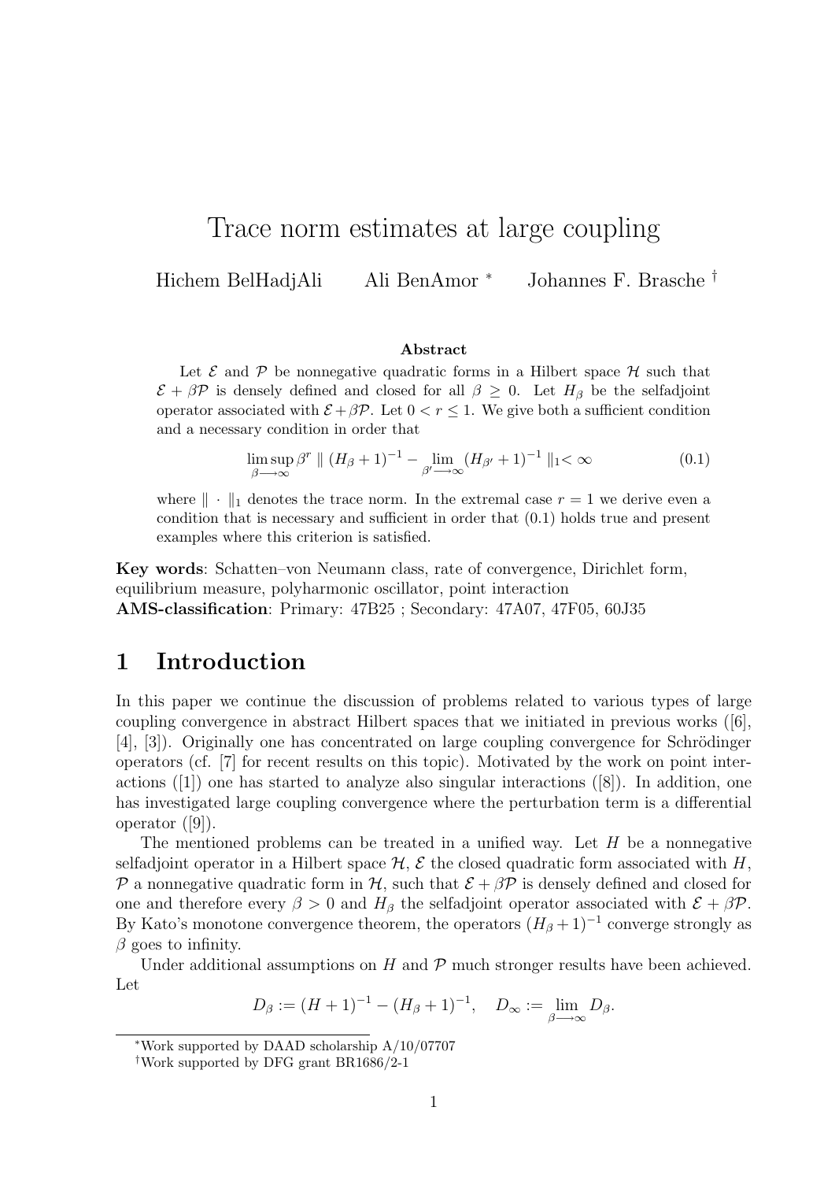# Trace norm estimates at large coupling

Hichem BelHadjAli  Ali BenAmor [*]  Johannes F. Brasche [†]

### Abstract

Let $\mathcal{E}$ and $\mathcal{P}$ be nonnegative quadratic forms in a Hilbert space $\mathcal{H}$ such that $\mathcal{E} + \beta\mathcal{P}$ is densely defined and closed for all $\beta \geq 0$. Let $H_\beta$ be the selfadjoint operator associated with $\mathcal{E} + \beta\mathcal{P}$. Let $0 < r \leq 1$. We give both a sufficient condition and a necessary condition in order that

$$\limsup_{\beta \longrightarrow \infty} \beta^r \parallel (H_\beta + 1)^{-1} - \lim_{\beta' \longrightarrow \infty} (H_{\beta'} + 1)^{-1} \parallel_1 < \infty \tag{0.1}$$

where $\| \cdot \|_1$ denotes the trace norm. In the extremal case $r = 1$ we derive even a condition that is necessary and sufficient in order that (0.1) holds true and present examples where this criterion is satisfied.

**Key words**: Schatten–von Neumann class, rate of convergence, Dirichlet form, equilibrium measure, polyharmonic oscillator, point interaction
**AMS-classification**: Primary: 47B25 ; Secondary: 47A07, 47F05, 60J35

## 1 Introduction

In this paper we continue the discussion of problems related to various types of large coupling convergence in abstract Hilbert spaces that we initiated in previous works ([6], [4], [3]). Originally one has concentrated on large coupling convergence for Schrödinger operators (cf. [7] for recent results on this topic). Motivated by the work on point interactions ([1]) one has started to analyze also singular interactions ([8]). In addition, one has investigated large coupling convergence where the perturbation term is a differential operator ([9]).

The mentioned problems can be treated in a unified way. Let $H$ be a nonnegative selfadjoint operator in a Hilbert space $\mathcal{H}$, $\mathcal{E}$ the closed quadratic form associated with $H$, $\mathcal{P}$ a nonnegative quadratic form in $\mathcal{H}$, such that $\mathcal{E} + \beta\mathcal{P}$ is densely defined and closed for one and therefore every $\beta > 0$ and $H_\beta$ the selfadjoint operator associated with $\mathcal{E} + \beta\mathcal{P}$. By Kato's monotone convergence theorem, the operators $(H_\beta + 1)^{-1}$ converge strongly as $\beta$ goes to infinity.

Under additional assumptions on $H$ and $\mathcal{P}$ much stronger results have been achieved. Let

$$D_\beta := (H + 1)^{-1} - (H_\beta + 1)^{-1}, \quad D_\infty := \lim_{\beta \longrightarrow \infty} D_\beta.$$

[*] Work supported by DAAD scholarship A/10/07707
[†] Work supported by DFG grant BR1686/2-1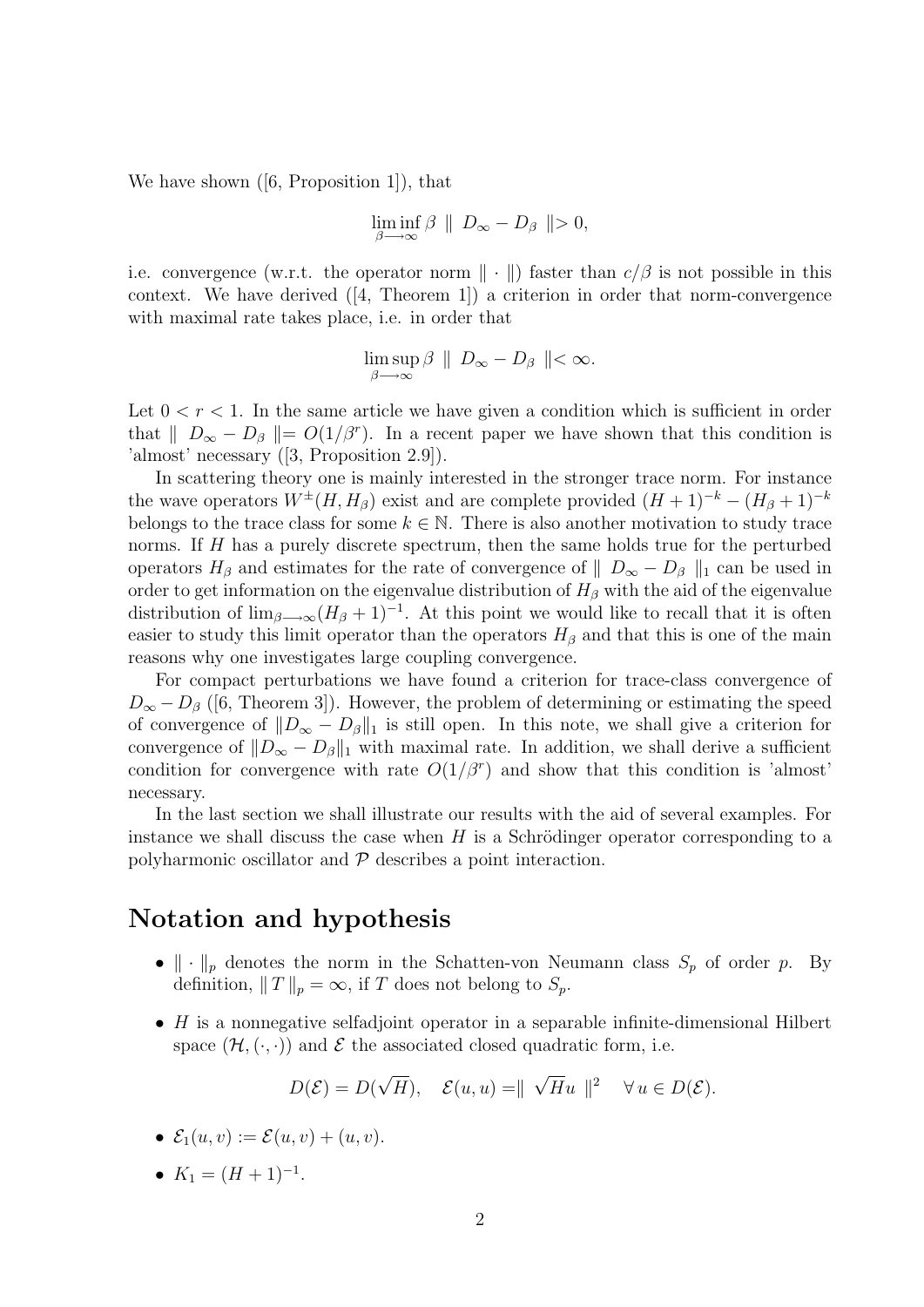We have shown ([6, Proposition 1]), that

$$\liminf_{\beta \longrightarrow \infty} \beta \parallel D_\infty - D_\beta \parallel > 0,$$

i.e. convergence (w.r.t. the operator norm $\| \cdot \|$) faster than $c/\beta$ is not possible in this context. We have derived ([4, Theorem 1]) a criterion in order that norm-convergence with maximal rate takes place, i.e. in order that

$$\limsup_{\beta \longrightarrow \infty} \beta \parallel D_\infty - D_\beta \parallel < \infty.$$

Let $0 < r < 1$. In the same article we have given a condition which is sufficient in order that $\parallel D_\infty - D_\beta \parallel = O(1/\beta^r)$. In a recent paper we have shown that this condition is 'almost' necessary ([3, Proposition 2.9]).

In scattering theory one is mainly interested in the stronger trace norm. For instance the wave operators $W^\pm(H, H_\beta)$ exist and are complete provided $(H+1)^{-k} - (H_\beta + 1)^{-k}$ belongs to the trace class for some $k \in \mathbb{N}$. There is also another motivation to study trace norms. If $H$ has a purely discrete spectrum, then the same holds true for the perturbed operators $H_\beta$ and estimates for the rate of convergence of $\parallel D_\infty - D_\beta \parallel_1$ can be used in order to get information on the eigenvalue distribution of $H_\beta$ with the aid of the eigenvalue distribution of $\lim_{\beta \longrightarrow \infty}(H_\beta + 1)^{-1}$. At this point we would like to recall that it is often easier to study this limit operator than the operators $H_\beta$ and that this is one of the main reasons why one investigates large coupling convergence.

For compact perturbations we have found a criterion for trace-class convergence of $D_\infty - D_\beta$ ([6, Theorem 3]). However, the problem of determining or estimating the speed of convergence of $\|D_\infty - D_\beta\|_1$ is still open. In this note, we shall give a criterion for convergence of $\|D_\infty - D_\beta\|_1$ with maximal rate. In addition, we shall derive a sufficient condition for convergence with rate $O(1/\beta^r)$ and show that this condition is 'almost' necessary.

In the last section we shall illustrate our results with the aid of several examples. For instance we shall discuss the case when $H$ is a Schrödinger operator corresponding to a polyharmonic oscillator and $\mathcal{P}$ describes a point interaction.

## Notation and hypothesis

- $\| \cdot \|_p$ denotes the norm in the Schatten-von Neumann class $S_p$ of order $p$. By definition, $\| T \|_p = \infty$, if $T$ does not belong to $S_p$.
- $H$ is a nonnegative selfadjoint operator in a separable infinite-dimensional Hilbert space $(\mathcal{H}, (\cdot, \cdot))$ and $\mathcal{E}$ the associated closed quadratic form, i.e.

$$D(\mathcal{E}) = D(\sqrt{H}), \quad \mathcal{E}(u, u) = \parallel \sqrt{H} u \parallel^2 \quad \forall\, u \in D(\mathcal{E}).$$

- $\mathcal{E}_1(u, v) := \mathcal{E}(u, v) + (u, v)$.
- $K_1 = (H + 1)^{-1}$.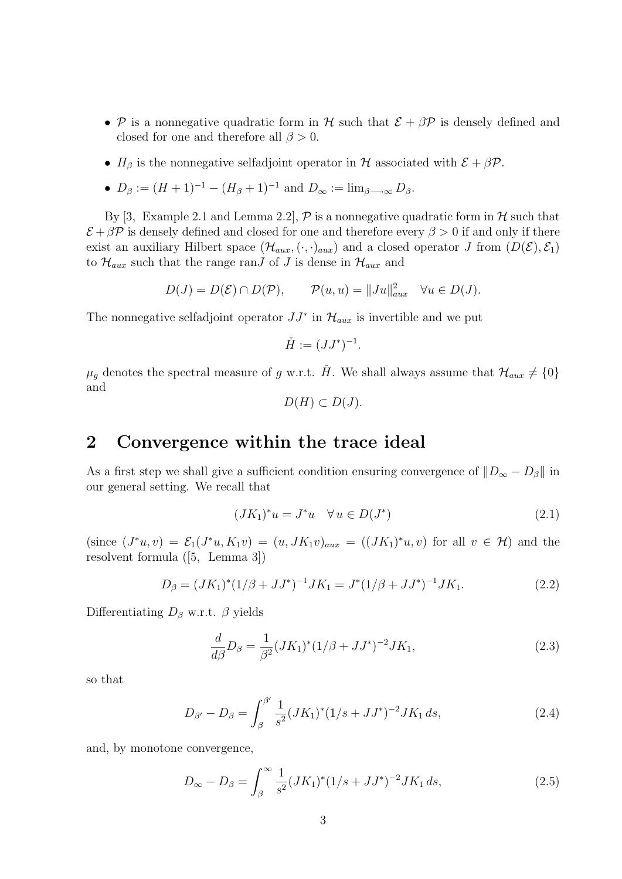- $\mathcal{P}$ is a nonnegative quadratic form in $\mathcal{H}$ such that $\mathcal{E} + \beta\mathcal{P}$ is densely defined and closed for one and therefore all $\beta > 0$.
- $H_\beta$ is the nonnegative selfadjoint operator in $\mathcal{H}$ associated with $\mathcal{E} + \beta\mathcal{P}$.
- $D_\beta := (H+1)^{-1} - (H_\beta + 1)^{-1}$ and $D_\infty := \lim_{\beta \longrightarrow \infty} D_\beta$.

By [3, Example 2.1 and Lemma 2.2], $\mathcal{P}$ is a nonnegative quadratic form in $\mathcal{H}$ such that $\mathcal{E} + \beta\mathcal{P}$ is densely defined and closed for one and therefore every $\beta > 0$ if and only if there exist an auxiliary Hilbert space $(\mathcal{H}_{aux}, (\cdot,\cdot)_{aux})$ and a closed operator $J$ from $(D(\mathcal{E}), \mathcal{E}_1)$ to $\mathcal{H}_{aux}$ such that the range $\mathrm{ran} J$ of $J$ is dense in $\mathcal{H}_{aux}$ and

$$D(J) = D(\mathcal{E}) \cap D(\mathcal{P}), \qquad \mathcal{P}(u,u) = \|Ju\|_{aux}^2 \quad \forall u \in D(J).$$

The nonnegative selfadjoint operator $JJ^*$ in $\mathcal{H}_{aux}$ is invertible and we put

$$\check{H} := (JJ^*)^{-1}.$$

$\mu_g$ denotes the spectral measure of $g$ w.r.t. $\check{H}$. We shall always assume that $\mathcal{H}_{aux} \neq \{0\}$ and

$$D(H) \subset D(J).$$

## 2 Convergence within the trace ideal

As a first step we shall give a sufficient condition ensuring convergence of $\|D_\infty - D_\beta\|$ in our general setting. We recall that

$$(JK_1)^* u = J^* u \quad \forall\, u \in D(J^*) \tag{2.1}$$

(since $(J^*u, v) = \mathcal{E}_1(J^*u, K_1 v) = (u, JK_1 v)_{aux} = ((JK_1)^*u, v)$ for all $v \in \mathcal{H}$) and the resolvent formula ([5, Lemma 3])

$$D_\beta = (JK_1)^*(1/\beta + JJ^*)^{-1} JK_1 = J^*(1/\beta + JJ^*)^{-1} JK_1. \tag{2.2}$$

Differentiating $D_\beta$ w.r.t. $\beta$ yields

$$\frac{d}{d\beta} D_\beta = \frac{1}{\beta^2} (JK_1)^* (1/\beta + JJ^*)^{-2} JK_1, \tag{2.3}$$

so that

$$D_{\beta'} - D_\beta = \int_\beta^{\beta'} \frac{1}{s^2} (JK_1)^* (1/s + JJ^*)^{-2} JK_1 \, ds, \tag{2.4}$$

and, by monotone convergence,

$$D_\infty - D_\beta = \int_\beta^{\infty} \frac{1}{s^2} (JK_1)^* (1/s + JJ^*)^{-2} JK_1 \, ds, \tag{2.5}$$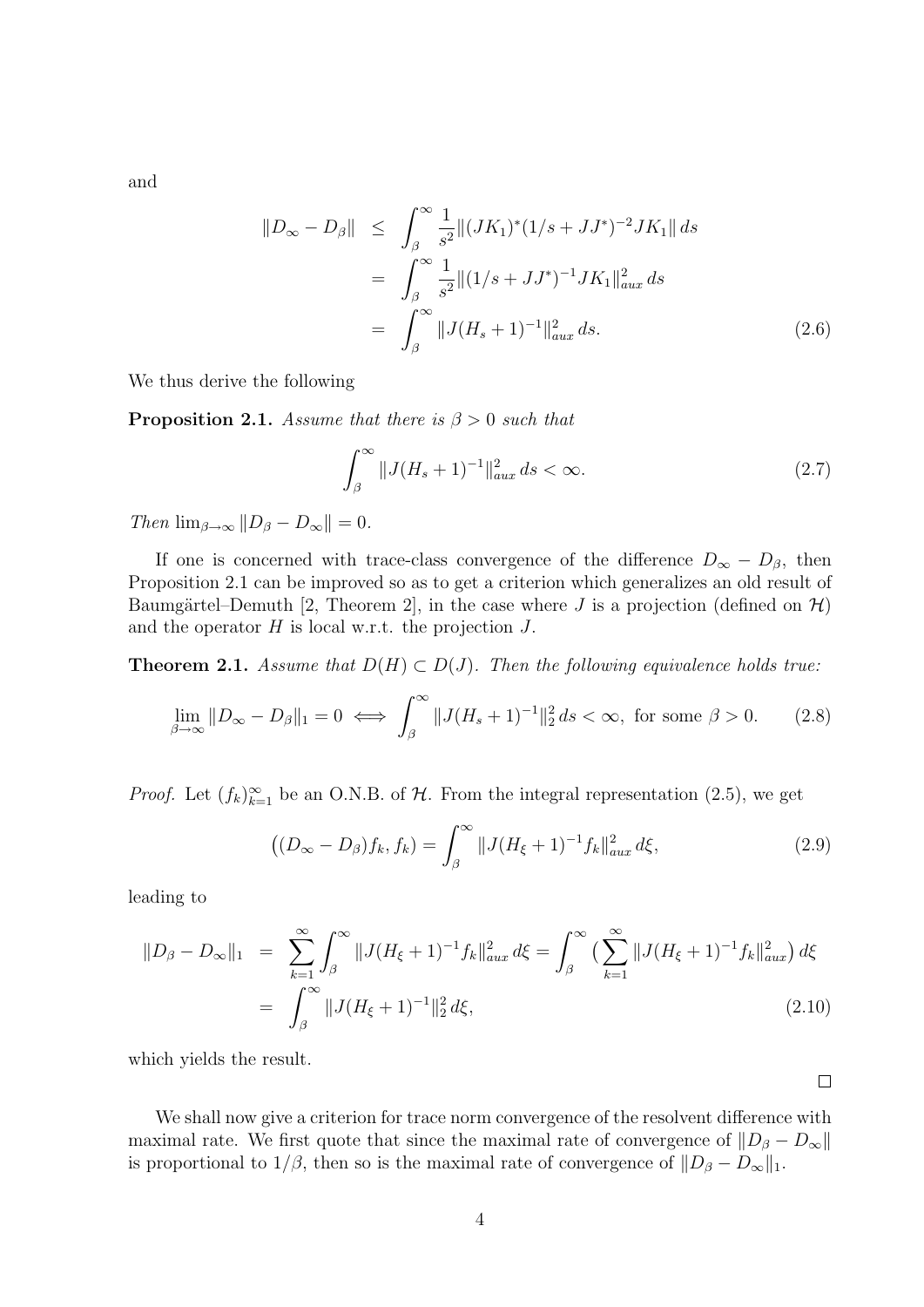and

$$
\begin{aligned}
\|D_\infty - D_\beta\| &\leq \int_\beta^\infty \frac{1}{s^2} \|(JK_1)^*(1/s + JJ^*)^{-2} JK_1\| \, ds \\
&= \int_\beta^\infty \frac{1}{s^2} \|(1/s + JJ^*)^{-1} JK_1\|_{aux}^2 \, ds \\
&= \int_\beta^\infty \|J(H_s + 1)^{-1}\|_{aux}^2 \, ds. \qquad (2.6)
\end{aligned}
$$

We thus derive the following

**Proposition 2.1.** *Assume that there is $\beta > 0$ such that*

$$
\int_\beta^\infty \|J(H_s + 1)^{-1}\|_{aux}^2 \, ds < \infty. \qquad (2.7)
$$

*Then* $\lim_{\beta \to \infty} \|D_\beta - D_\infty\| = 0$.

If one is concerned with trace-class convergence of the difference $D_\infty - D_\beta$, then Proposition 2.1 can be improved so as to get a criterion which generalizes an old result of Baumgärtel–Demuth [2, Theorem 2], in the case where $J$ is a projection (defined on $\mathcal{H}$) and the operator $H$ is local w.r.t. the projection $J$.

**Theorem 2.1.** *Assume that $D(H) \subset D(J)$. Then the following equivalence holds true:*

$$
\lim_{\beta \to \infty} \|D_\infty - D_\beta\|_1 = 0 \iff \int_\beta^\infty \|J(H_s + 1)^{-1}\|_2^2 \, ds < \infty, \text{ for some } \beta > 0. \qquad (2.8)
$$

*Proof.* Let $(f_k)_{k=1}^\infty$ be an O.N.B. of $\mathcal{H}$. From the integral representation (2.5), we get

$$
\big((D_\infty - D_\beta) f_k, f_k\big) = \int_\beta^\infty \|J(H_\xi + 1)^{-1} f_k\|_{aux}^2 \, d\xi, \qquad (2.9)
$$

leading to

$$
\begin{aligned}
\|D_\beta - D_\infty\|_1 &= \sum_{k=1}^\infty \int_\beta^\infty \|J(H_\xi + 1)^{-1} f_k\|_{aux}^2 \, d\xi = \int_\beta^\infty \big( \sum_{k=1}^\infty \|J(H_\xi + 1)^{-1} f_k\|_{aux}^2 \big) \, d\xi \\
&= \int_\beta^\infty \|J(H_\xi + 1)^{-1}\|_2^2 \, d\xi, \qquad (2.10)
\end{aligned}
$$

which yields the result.

□

We shall now give a criterion for trace norm convergence of the resolvent difference with maximal rate. We first quote that since the maximal rate of convergence of $\|D_\beta - D_\infty\|$ is proportional to $1/\beta$, then so is the maximal rate of convergence of $\|D_\beta - D_\infty\|_1$.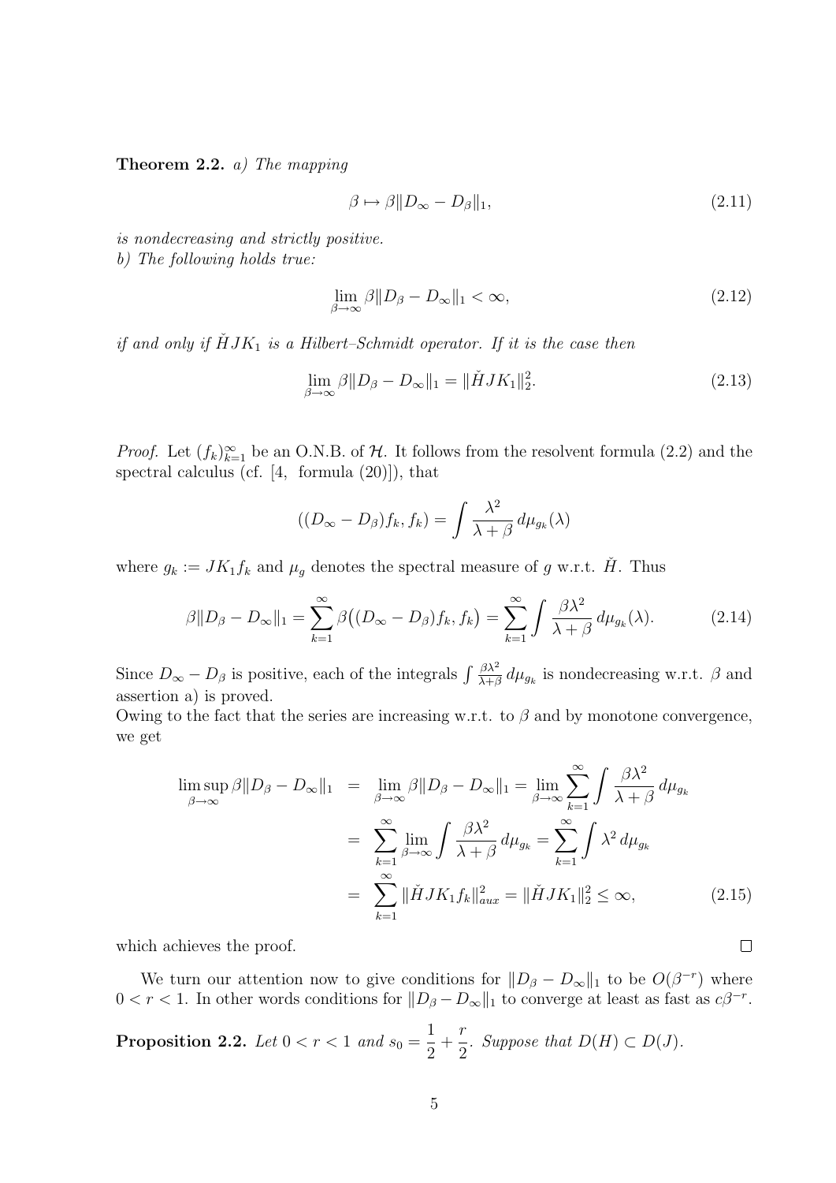**Theorem 2.2.** *a) The mapping*

$$\beta \mapsto \beta \|D_\infty - D_\beta\|_1, \tag{2.11}$$

*is nondecreasing and strictly positive.*
*b) The following holds true:*

$$\lim_{\beta\to\infty} \beta \|D_\beta - D_\infty\|_1 < \infty, \tag{2.12}$$

*if and only if $\check{H}JK_1$ is a Hilbert–Schmidt operator. If it is the case then*

$$\lim_{\beta\to\infty} \beta \|D_\beta - D_\infty\|_1 = \|\check{H}JK_1\|_2^2. \tag{2.13}$$

*Proof.* Let $(f_k)_{k=1}^\infty$ be an O.N.B. of $\mathcal{H}$. It follows from the resolvent formula (2.2) and the spectral calculus (cf. [4, formula (20)]), that

$$((D_\infty - D_\beta)f_k, f_k) = \int \frac{\lambda^2}{\lambda+\beta}\, d\mu_{g_k}(\lambda)$$

where $g_k := JK_1 f_k$ and $\mu_g$ denotes the spectral measure of $g$ w.r.t. $\check{H}$. Thus

$$\beta \|D_\beta - D_\infty\|_1 = \sum_{k=1}^\infty \beta\big((D_\infty - D_\beta)f_k, f_k\big) = \sum_{k=1}^\infty \int \frac{\beta\lambda^2}{\lambda+\beta}\, d\mu_{g_k}(\lambda). \tag{2.14}$$

Since $D_\infty - D_\beta$ is positive, each of the integrals $\int \frac{\beta\lambda^2}{\lambda+\beta}\, d\mu_{g_k}$ is nondecreasing w.r.t. $\beta$ and assertion a) is proved.
Owing to the fact that the series are increasing w.r.t. to $\beta$ and by monotone convergence, we get

$$\begin{aligned}
\limsup_{\beta\to\infty} \beta \|D_\beta - D_\infty\|_1 &= \lim_{\beta\to\infty} \beta \|D_\beta - D_\infty\|_1 = \lim_{\beta\to\infty} \sum_{k=1}^\infty \int \frac{\beta\lambda^2}{\lambda+\beta}\, d\mu_{g_k} \\
&= \sum_{k=1}^\infty \lim_{\beta\to\infty} \int \frac{\beta\lambda^2}{\lambda+\beta}\, d\mu_{g_k} = \sum_{k=1}^\infty \int \lambda^2\, d\mu_{g_k} \\
&= \sum_{k=1}^\infty \|\check{H}JK_1 f_k\|_{aux}^2 = \|\check{H}JK_1\|_2^2 \le \infty,
\end{aligned} \tag{2.15}$$

which achieves the proof. $\square$

We turn our attention now to give conditions for $\|D_\beta - D_\infty\|_1$ to be $O(\beta^{-r})$ where $0 < r < 1$. In other words conditions for $\|D_\beta - D_\infty\|_1$ to converge at least as fast as $c\beta^{-r}$.

**Proposition 2.2.** *Let $0 < r < 1$ and $s_0 = \dfrac{1}{2} + \dfrac{r}{2}$. Suppose that $D(H) \subset D(J)$.*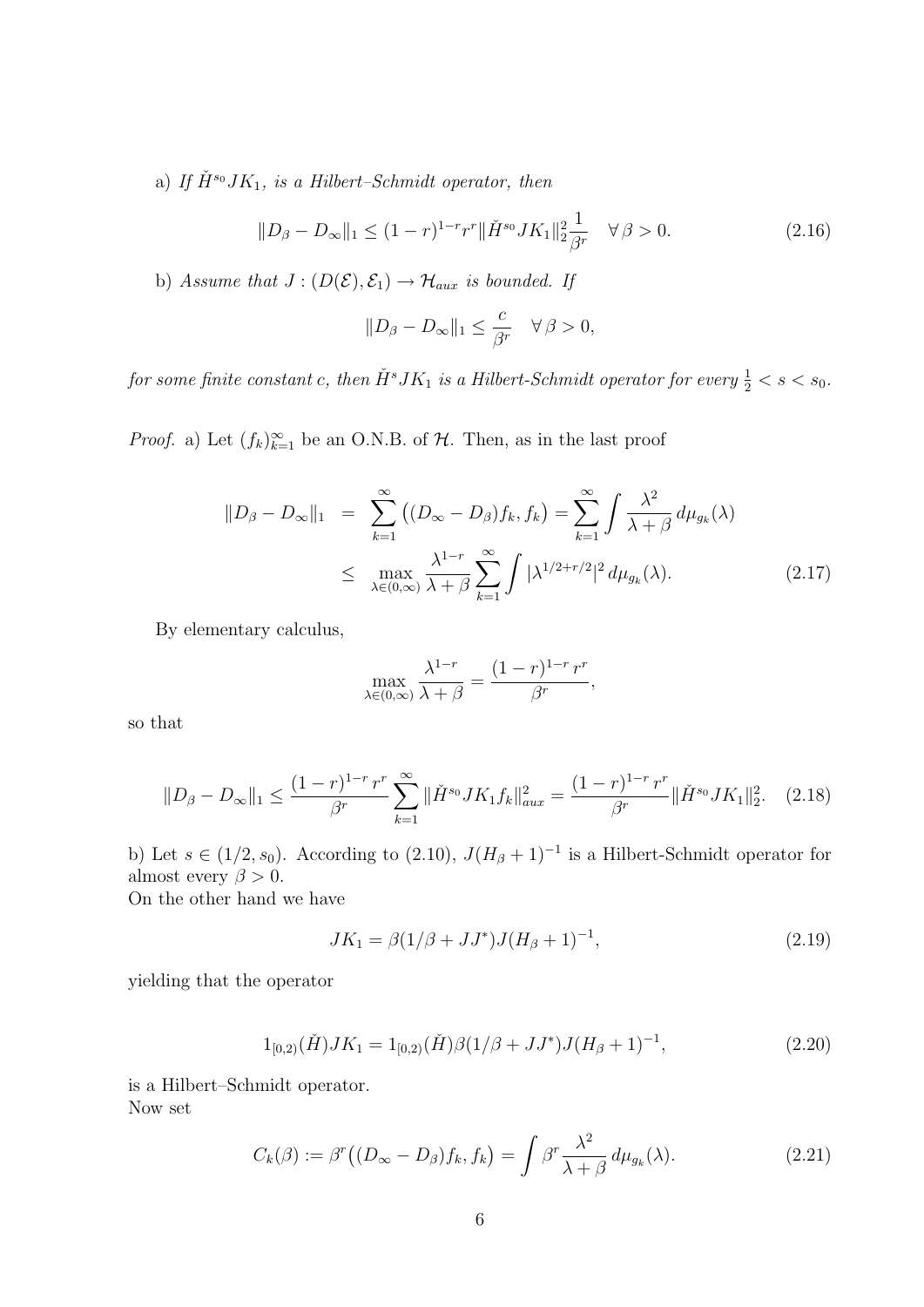a) *If $\check{H}^{s_0} JK_1$, is a Hilbert–Schmidt operator, then*

$$\|D_\beta - D_\infty\|_1 \le (1-r)^{1-r} r^r \|\check{H}^{s_0} JK_1\|_2^2 \frac{1}{\beta^r} \quad \forall\, \beta > 0. \tag{2.16}$$

b) *Assume that $J : (D(\mathcal{E}), \mathcal{E}_1) \to \mathcal{H}_{aux}$ is bounded. If*

$$\|D_\beta - D_\infty\|_1 \le \frac{c}{\beta^r} \quad \forall\, \beta > 0,$$

*for some finite constant $c$, then $\check{H}^s JK_1$ is a Hilbert-Schmidt operator for every $\frac{1}{2} < s < s_0$.*

*Proof.* a) Let $(f_k)_{k=1}^\infty$ be an O.N.B. of $\mathcal{H}$. Then, as in the last proof

$$\begin{aligned} \|D_\beta - D_\infty\|_1 &= \sum_{k=1}^\infty \big((D_\infty - D_\beta) f_k, f_k\big) = \sum_{k=1}^\infty \int \frac{\lambda^2}{\lambda + \beta}\, d\mu_{g_k}(\lambda) \\ &\le \max_{\lambda \in (0,\infty)} \frac{\lambda^{1-r}}{\lambda + \beta} \sum_{k=1}^\infty \int |\lambda^{1/2 + r/2}|^2 \, d\mu_{g_k}(\lambda). \end{aligned} \tag{2.17}$$

By elementary calculus,

$$\max_{\lambda \in (0,\infty)} \frac{\lambda^{1-r}}{\lambda + \beta} = \frac{(1-r)^{1-r}\, r^r}{\beta^r},$$

so that

$$\|D_\beta - D_\infty\|_1 \le \frac{(1-r)^{1-r}\, r^r}{\beta^r} \sum_{k=1}^\infty \|\check{H}^{s_0} JK_1 f_k\|_{aux}^2 = \frac{(1-r)^{1-r}\, r^r}{\beta^r} \|\check{H}^{s_0} JK_1\|_2^2. \tag{2.18}$$

b) Let $s \in (1/2, s_0)$. According to (2.10), $J(H_\beta + 1)^{-1}$ is a Hilbert-Schmidt operator for almost every $\beta > 0$.
On the other hand we have

$$JK_1 = \beta(1/\beta + JJ^*) J (H_\beta + 1)^{-1}, \tag{2.19}$$

yielding that the operator

$$1_{[0,2)}(\check{H}) JK_1 = 1_{[0,2)}(\check{H}) \beta (1/\beta + JJ^*) J (H_\beta + 1)^{-1}, \tag{2.20}$$

is a Hilbert–Schmidt operator.
Now set

$$C_k(\beta) := \beta^r \big((D_\infty - D_\beta) f_k, f_k\big) = \int \beta^r \frac{\lambda^2}{\lambda + \beta}\, d\mu_{g_k}(\lambda). \tag{2.21}$$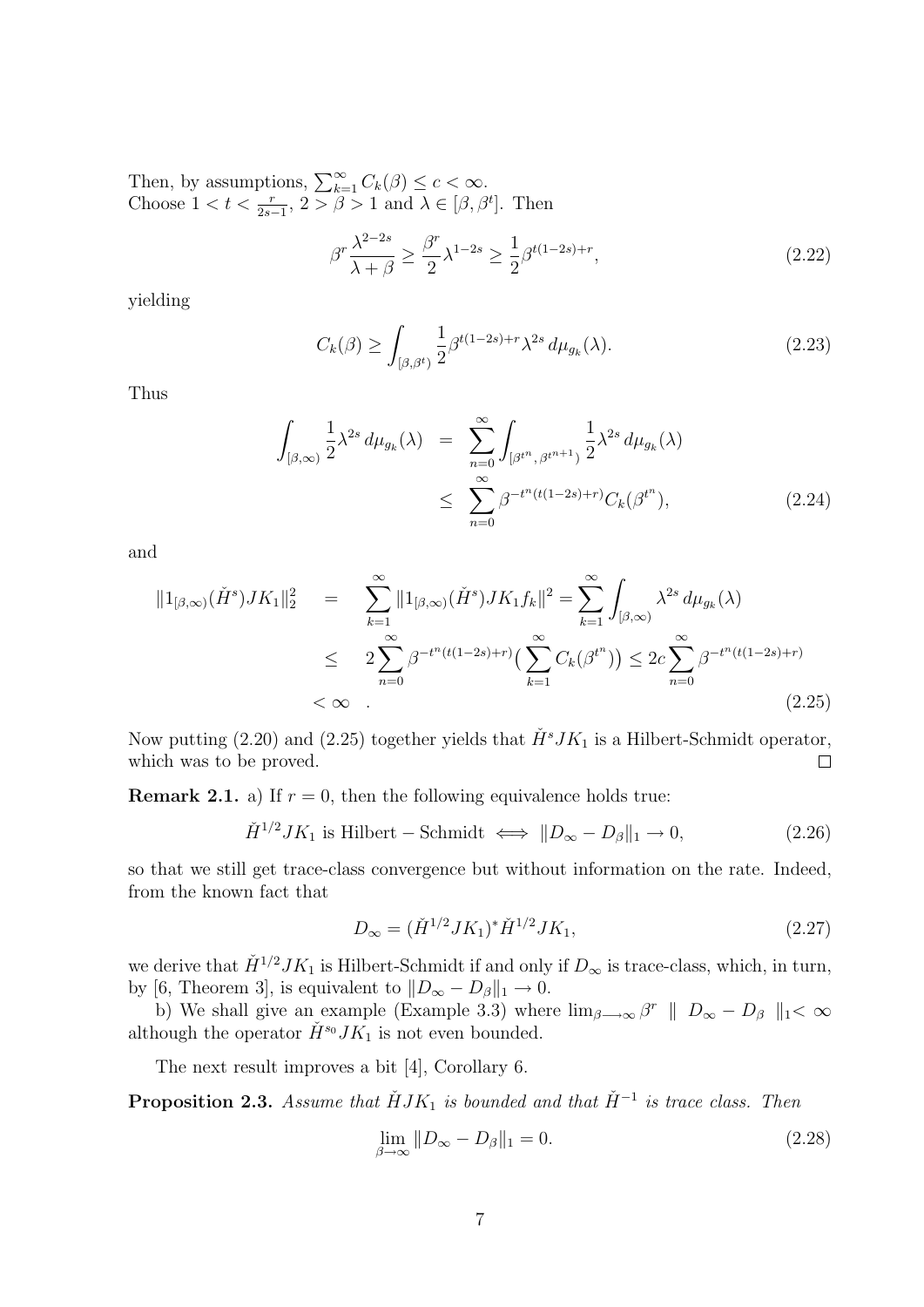Then, by assumptions, $\sum_{k=1}^{\infty} C_k(\beta) \leq c < \infty$.
Choose $1 < t < \frac{r}{2s-1}$, $2 > \beta > 1$ and $\lambda \in [\beta, \beta^t]$. Then

$$\beta^r \frac{\lambda^{2-2s}}{\lambda + \beta} \geq \frac{\beta^r}{2} \lambda^{1-2s} \geq \frac{1}{2} \beta^{t(1-2s)+r}, \tag{2.22}$$

yielding

$$C_k(\beta) \geq \int_{[\beta, \beta^t)} \frac{1}{2} \beta^{t(1-2s)+r} \lambda^{2s} \, d\mu_{g_k}(\lambda). \tag{2.23}$$

Thus

$$\begin{aligned} \int_{[\beta,\infty)} \frac{1}{2} \lambda^{2s} \, d\mu_{g_k}(\lambda) &= \sum_{n=0}^{\infty} \int_{[\beta^{t^n}, \beta^{t^{n+1}})} \frac{1}{2} \lambda^{2s} \, d\mu_{g_k}(\lambda) \\ &\leq \sum_{n=0}^{\infty} \beta^{-t^n(t(1-2s)+r)} C_k(\beta^{t^n}), \end{aligned} \tag{2.24}$$

and

$$\begin{aligned} \|1_{[\beta,\infty)}(\check{H}^s) J K_1\|_2^2 &= \sum_{k=1}^{\infty} \|1_{[\beta,\infty)}(\check{H}^s) J K_1 f_k\|^2 = \sum_{k=1}^{\infty} \int_{[\beta,\infty)} \lambda^{2s} \, d\mu_{g_k}(\lambda) \\ &\leq 2 \sum_{n=0}^{\infty} \beta^{-t^n(t(1-2s)+r)} \Big( \sum_{k=1}^{\infty} C_k(\beta^{t^n}) \Big) \leq 2c \sum_{n=0}^{\infty} \beta^{-t^n(t(1-2s)+r)} \\ &< \infty \quad . \end{aligned} \tag{2.25}$$

Now putting (2.20) and (2.25) together yields that $\check{H}^s J K_1$ is a Hilbert-Schmidt operator, which was to be proved. $\square$

**Remark 2.1.** a) If $r = 0$, then the following equivalence holds true:

$$\check{H}^{1/2} J K_1 \text{ is Hilbert} - \text{Schmidt} \iff \|D_\infty - D_\beta\|_1 \to 0, \tag{2.26}$$

so that we still get trace-class convergence but without information on the rate. Indeed, from the known fact that

$$D_\infty = (\check{H}^{1/2} J K_1)^* \check{H}^{1/2} J K_1, \tag{2.27}$$

we derive that $\check{H}^{1/2} J K_1$ is Hilbert-Schmidt if and only if $D_\infty$ is trace-class, which, in turn, by [6, Theorem 3], is equivalent to $\|D_\infty - D_\beta\|_1 \to 0$.

b) We shall give an example (Example 3.3) where $\lim_{\beta \longrightarrow \infty} \beta^r \parallel D_\infty - D_\beta \parallel_1 < \infty$ although the operator $\check{H}^{s_0} J K_1$ is not even bounded.

The next result improves a bit [4], Corollary 6.

**Proposition 2.3.** *Assume that $\check{H} J K_1$ is bounded and that $\check{H}^{-1}$ is trace class. Then*

$$\lim_{\beta \to \infty} \|D_\infty - D_\beta\|_1 = 0. \tag{2.28}$$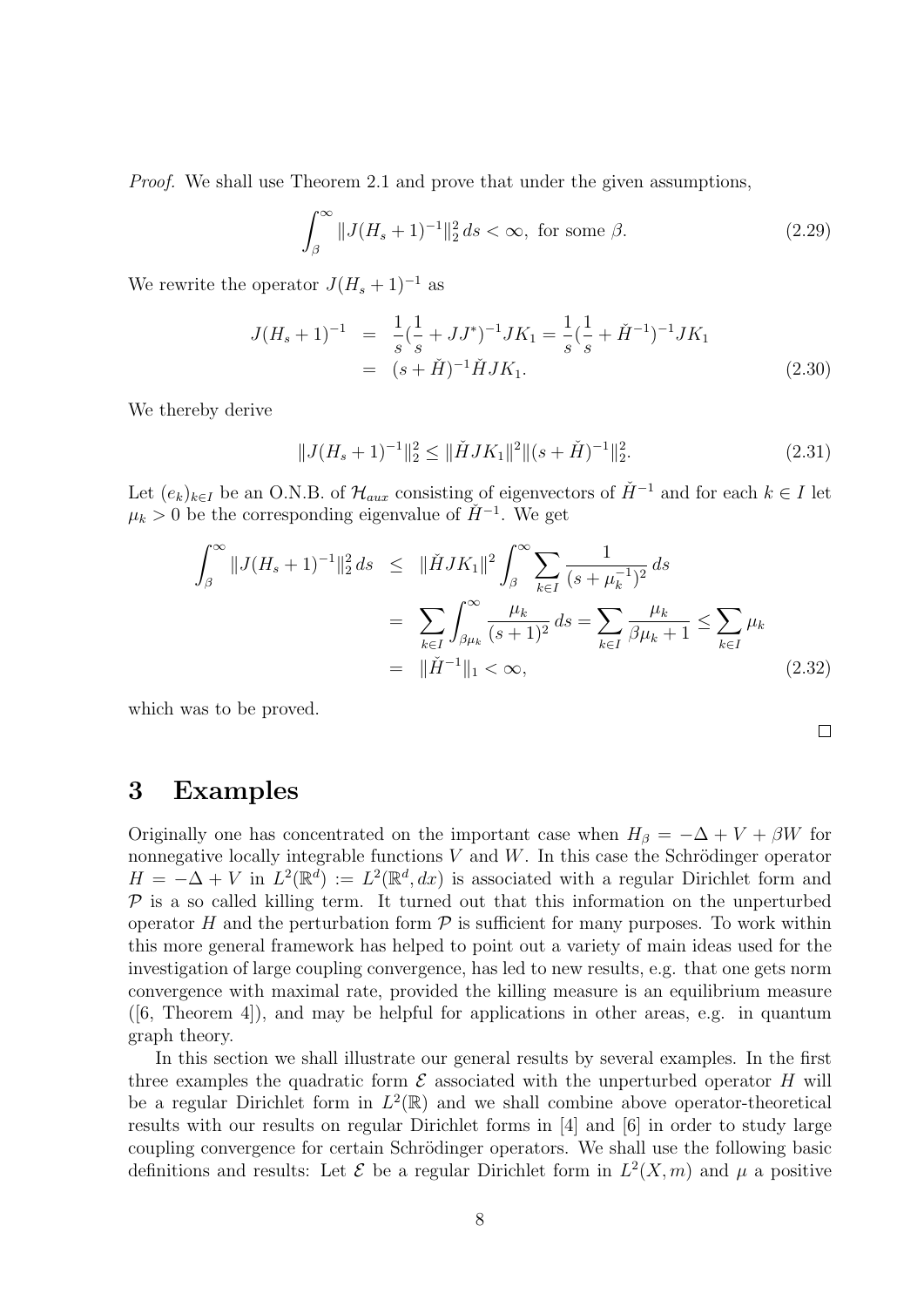*Proof.* We shall use Theorem 2.1 and prove that under the given assumptions,

$$\int_\beta^\infty \|J(H_s+1)^{-1}\|_2^2 \, ds < \infty, \text{ for some } \beta. \tag{2.29}$$

We rewrite the operator $J(H_s+1)^{-1}$ as

$$\begin{aligned} J(H_s+1)^{-1} &= \frac{1}{s}(\frac{1}{s}+JJ^*)^{-1}JK_1 = \frac{1}{s}(\frac{1}{s}+\check{H}^{-1})^{-1}JK_1 \\ &= (s+\check{H})^{-1}\check{H}JK_1. \end{aligned} \tag{2.30}$$

We thereby derive

$$\|J(H_s+1)^{-1}\|_2^2 \leq \|\check{H}JK_1\|^2 \|(s+\check{H})^{-1}\|_2^2. \tag{2.31}$$

Let $(e_k)_{k\in I}$ be an O.N.B. of $\mathcal{H}_{aux}$ consisting of eigenvectors of $\check{H}^{-1}$ and for each $k \in I$ let $\mu_k > 0$ be the corresponding eigenvalue of $\check{H}^{-1}$. We get

$$\begin{aligned} \int_\beta^\infty \|J(H_s+1)^{-1}\|_2^2 \, ds &\leq \|\check{H}JK_1\|^2 \int_\beta^\infty \sum_{k\in I} \frac{1}{(s+\mu_k^{-1})^2} \, ds \\ &= \sum_{k\in I} \int_{\beta\mu_k}^\infty \frac{\mu_k}{(s+1)^2} \, ds = \sum_{k\in I} \frac{\mu_k}{\beta\mu_k+1} \leq \sum_{k\in I} \mu_k \\ &= \|\check{H}^{-1}\|_1 < \infty, \end{aligned} \tag{2.32}$$

which was to be proved.

□

# 3 Examples

Originally one has concentrated on the important case when $H_\beta = -\Delta + V + \beta W$ for nonnegative locally integrable functions $V$ and $W$. In this case the Schrödinger operator $H = -\Delta + V$ in $L^2(\mathbb{R}^d) := L^2(\mathbb{R}^d, dx)$ is associated with a regular Dirichlet form and $\mathcal{P}$ is a so called killing term. It turned out that this information on the unperturbed operator $H$ and the perturbation form $\mathcal{P}$ is sufficient for many purposes. To work within this more general framework has helped to point out a variety of main ideas used for the investigation of large coupling convergence, has led to new results, e.g. that one gets norm convergence with maximal rate, provided the killing measure is an equilibrium measure ([6, Theorem 4]), and may be helpful for applications in other areas, e.g. in quantum graph theory.

In this section we shall illustrate our general results by several examples. In the first three examples the quadratic form $\mathcal{E}$ associated with the unperturbed operator $H$ will be a regular Dirichlet form in $L^2(\mathbb{R})$ and we shall combine above operator-theoretical results with our results on regular Dirichlet forms in [4] and [6] in order to study large coupling convergence for certain Schrödinger operators. We shall use the following basic definitions and results: Let $\mathcal{E}$ be a regular Dirichlet form in $L^2(X, m)$ and $\mu$ a positive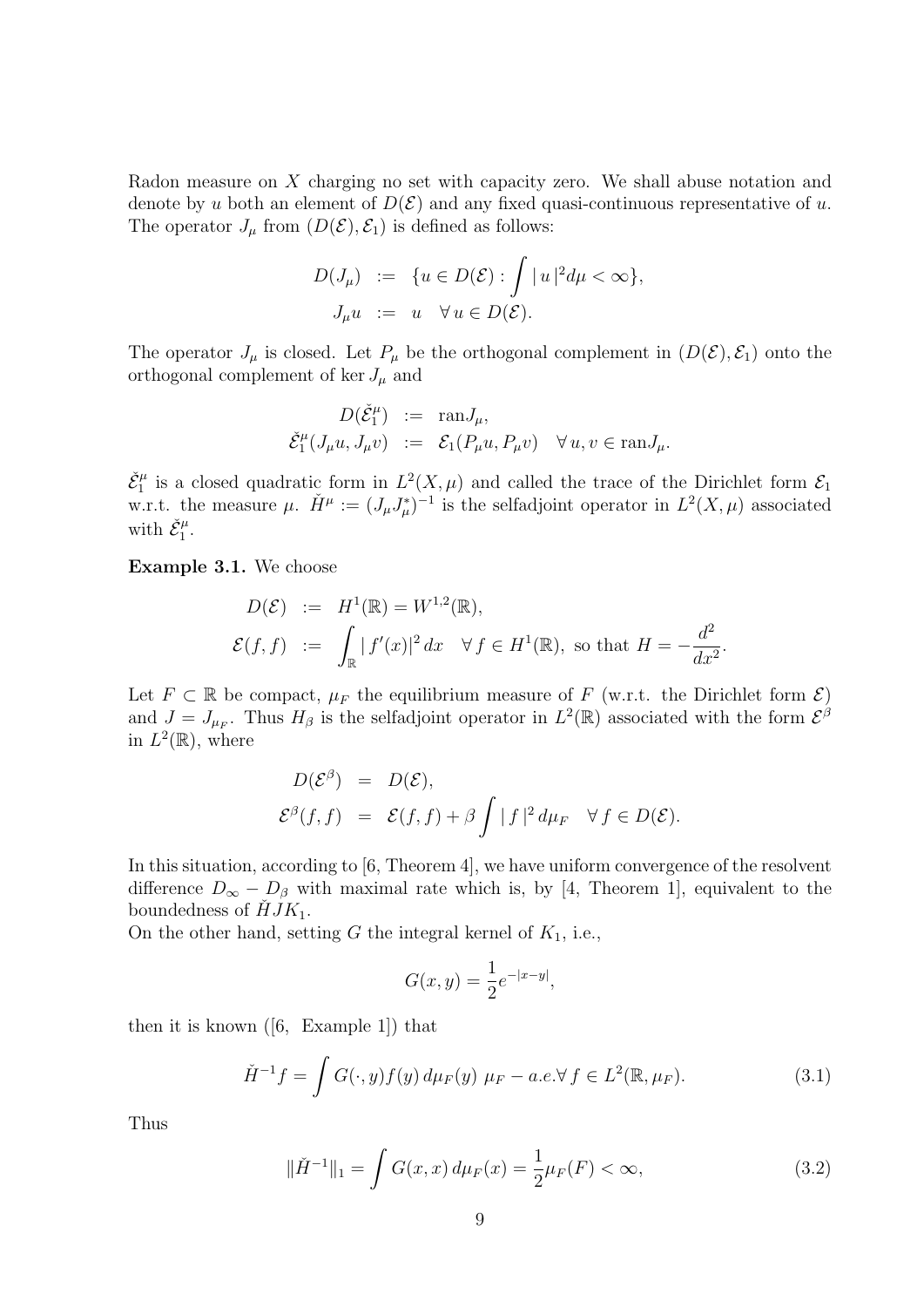Radon measure on $X$ charging no set with capacity zero. We shall abuse notation and denote by $u$ both an element of $D(\mathcal{E})$ and any fixed quasi-continuous representative of $u$. The operator $J_\mu$ from $(D(\mathcal{E}), \mathcal{E}_1)$ is defined as follows:

$$
\begin{aligned}
D(J_\mu) &:= \{u \in D(\mathcal{E}) : \int |u|^2 d\mu < \infty\}, \\
J_\mu u &:= u \quad \forall\, u \in D(\mathcal{E}).
\end{aligned}
$$

The operator $J_\mu$ is closed. Let $P_\mu$ be the orthogonal complement in $(D(\mathcal{E}), \mathcal{E}_1)$ onto the orthogonal complement of $\ker J_\mu$ and

$$
\begin{aligned}
D(\check{\mathcal{E}}_1^\mu) &:= \operatorname{ran} J_\mu, \\
\check{\mathcal{E}}_1^\mu(J_\mu u, J_\mu v) &:= \mathcal{E}_1(P_\mu u, P_\mu v) \quad \forall\, u, v \in \operatorname{ran} J_\mu.
\end{aligned}
$$

$\check{\mathcal{E}}_1^\mu$ is a closed quadratic form in $L^2(X, \mu)$ and called the trace of the Dirichlet form $\mathcal{E}_1$ w.r.t. the measure $\mu$. $\check{H}^\mu := (J_\mu J_\mu^*)^{-1}$ is the selfadjoint operator in $L^2(X, \mu)$ associated with $\check{\mathcal{E}}_1^\mu$.

**Example 3.1.** We choose

$$
\begin{aligned}
D(\mathcal{E}) &:= H^1(\mathbb{R}) = W^{1,2}(\mathbb{R}), \\
\mathcal{E}(f, f) &:= \int_{\mathbb{R}} |f'(x)|^2\, dx \quad \forall\, f \in H^1(\mathbb{R}), \text{ so that } H = -\frac{d^2}{dx^2}.
\end{aligned}
$$

Let $F \subset \mathbb{R}$ be compact, $\mu_F$ the equilibrium measure of $F$ (w.r.t. the Dirichlet form $\mathcal{E}$) and $J = J_{\mu_F}$. Thus $H_\beta$ is the selfadjoint operator in $L^2(\mathbb{R})$ associated with the form $\mathcal{E}^\beta$ in $L^2(\mathbb{R})$, where

$$
\begin{aligned}
D(\mathcal{E}^\beta) &= D(\mathcal{E}), \\
\mathcal{E}^\beta(f, f) &= \mathcal{E}(f, f) + \beta \int |f|^2\, d\mu_F \quad \forall\, f \in D(\mathcal{E}).
\end{aligned}
$$

In this situation, according to [6, Theorem 4], we have uniform convergence of the resolvent difference $D_\infty - D_\beta$ with maximal rate which is, by [4, Theorem 1], equivalent to the boundedness of $\check{H} J K_1$.

On the other hand, setting $G$ the integral kernel of $K_1$, i.e.,

$$
G(x, y) = \frac{1}{2} e^{-|x-y|},
$$

then it is known ([6, Example 1]) that

$$
\check{H}^{-1} f = \int G(\cdot, y) f(y)\, d\mu_F(y) \;\; \mu_F - a.e. \forall\, f \in L^2(\mathbb{R}, \mu_F). \tag{3.1}
$$

Thus

$$
\|\check{H}^{-1}\|_1 = \int G(x, x)\, d\mu_F(x) = \frac{1}{2} \mu_F(F) < \infty, \tag{3.2}
$$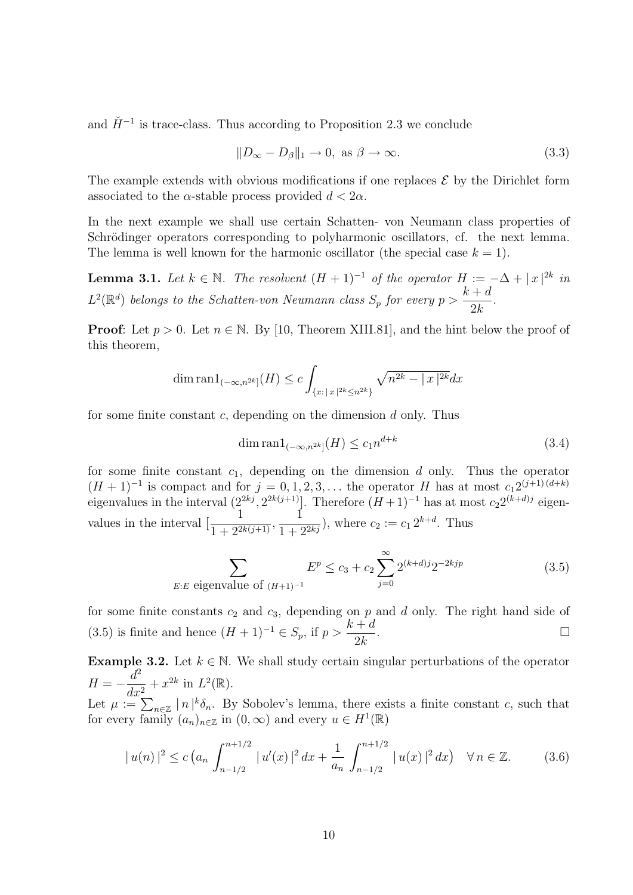and $\check{H}^{-1}$ is trace-class. Thus according to Proposition 2.3 we conclude

$$\| D_\infty - D_\beta \|_1 \to 0, \text{ as } \beta \to \infty. \tag{3.3}$$

The example extends with obvious modifications if one replaces $\mathcal{E}$ by the Dirichlet form associated to the $\alpha$-stable process provided $d < 2\alpha$.

In the next example we shall use certain Schatten- von Neumann class properties of Schrödinger operators corresponding to polyharmonic oscillators, cf. the next lemma. The lemma is well known for the harmonic oscillator (the special case $k = 1$).

**Lemma 3.1.** *Let $k \in \mathbb{N}$. The resolvent $(H+1)^{-1}$ of the operator $H := -\Delta + |\,x\,|^{2k}$ in $L^2(\mathbb{R}^d)$ belongs to the Schatten-von Neumann class $S_p$ for every $p > \dfrac{k+d}{2k}$.*

**Proof**: Let $p > 0$. Let $n \in \mathbb{N}$. By [10, Theorem XIII.81], and the hint below the proof of this theorem,

$$\dim \operatorname{ran} 1_{(-\infty, n^{2k}]}(H) \leq c \int_{\{x : |\,x\,|^{2k} \leq n^{2k}\}} \sqrt{n^{2k} - |\,x\,|^{2k}} dx$$

for some finite constant $c$, depending on the dimension $d$ only. Thus

$$\dim \operatorname{ran} 1_{(-\infty, n^{2k}]}(H) \leq c_1 n^{d+k} \tag{3.4}$$

for some finite constant $c_1$, depending on the dimension $d$ only. Thus the operator $(H+1)^{-1}$ is compact and for $j = 0, 1, 2, 3, \ldots$ the operator $H$ has at most $c_1 2^{(j+1)(d+k)}$ eigenvalues in the interval $(2^{2kj}, 2^{2k(j+1)}]$. Therefore $(H+1)^{-1}$ has at most $c_2 2^{(k+d)j}$ eigenvalues in the interval $[\dfrac{1}{1+2^{2k(j+1)}}, \dfrac{1}{1+2^{2kj}})$, where $c_2 := c_1 2^{k+d}$. Thus

$$\sum_{E : E \text{ eigenvalue of } (H+1)^{-1}} E^p \leq c_3 + c_2 \sum_{j=0}^{\infty} 2^{(k+d)j} 2^{-2kjp} \tag{3.5}$$

for some finite constants $c_2$ and $c_3$, depending on $p$ and $d$ only. The right hand side of (3.5) is finite and hence $(H+1)^{-1} \in S_p$, if $p > \dfrac{k+d}{2k}$. $\square$

**Example 3.2.** Let $k \in \mathbb{N}$. We shall study certain singular perturbations of the operator $H = -\dfrac{d^2}{dx^2} + x^{2k}$ in $L^2(\mathbb{R})$.

Let $\mu := \sum_{n \in \mathbb{Z}} |\,n\,|^k \delta_n$. By Sobolev's lemma, there exists a finite constant $c$, such that for every family $(a_n)_{n \in \mathbb{Z}}$ in $(0, \infty)$ and every $u \in H^1(\mathbb{R})$

$$|\,u(n)\,|^2 \leq c \left( a_n \int_{n-1/2}^{n+1/2} |\,u'(x)\,|^2 \, dx + \frac{1}{a_n} \int_{n-1/2}^{n+1/2} |\,u(x)\,|^2 \, dx \right) \quad \forall\, n \in \mathbb{Z}. \tag{3.6}$$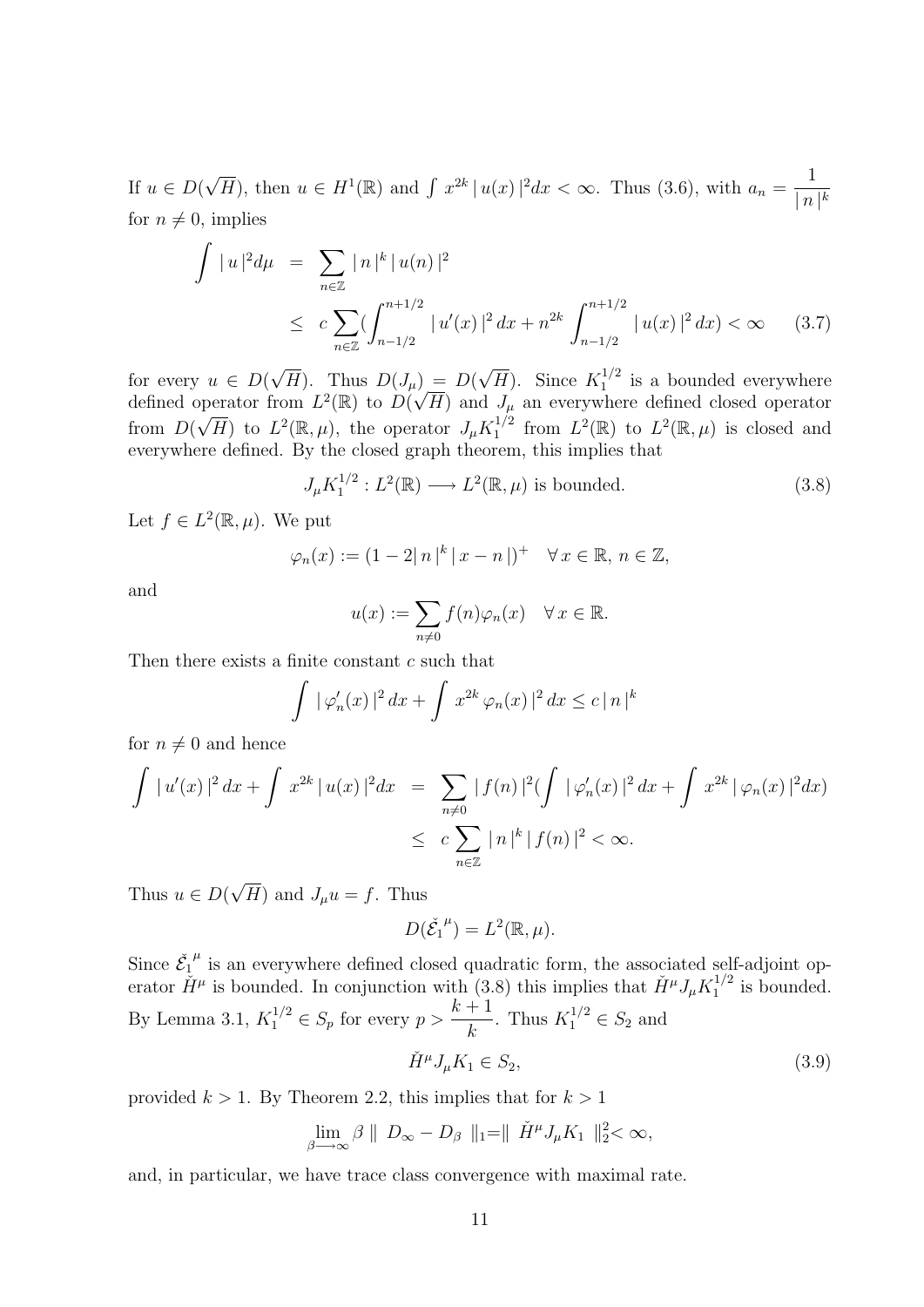If $u \in D(\sqrt{H})$, then $u \in H^1(\mathbb{R})$ and $\int x^{2k} \,|\, u(x) \,|^2 dx < \infty$. Thus (3.6), with $a_n = \dfrac{1}{|\, n \,|^k}$ for $n \neq 0$, implies

$$
\begin{aligned}
\int |\, u \,|^2 d\mu &= \sum_{n\in\mathbb{Z}} |\, n \,|^k \,|\, u(n) \,|^2 \\
&\leq c \sum_{n\in\mathbb{Z}} \left( \int_{n-1/2}^{n+1/2} |\, u'(x) \,|^2 \, dx + n^{2k} \int_{n-1/2}^{n+1/2} |\, u(x) \,|^2 \, dx \right) < \infty \qquad (3.7)
\end{aligned}
$$

for every $u \in D(\sqrt{H})$. Thus $D(J_\mu) = D(\sqrt{H})$. Since $K_1^{1/2}$ is a bounded everywhere defined operator from $L^2(\mathbb{R})$ to $D(\sqrt{H})$ and $J_\mu$ an everywhere defined closed operator from $D(\sqrt{H})$ to $L^2(\mathbb{R}, \mu)$, the operator $J_\mu K_1^{1/2}$ from $L^2(\mathbb{R})$ to $L^2(\mathbb{R}, \mu)$ is closed and everywhere defined. By the closed graph theorem, this implies that

$$
J_\mu K_1^{1/2} : L^2(\mathbb{R}) \longrightarrow L^2(\mathbb{R}, \mu) \text{ is bounded.} \qquad (3.8)
$$

Let $f \in L^2(\mathbb{R}, \mu)$. We put

$$
\varphi_n(x) := (1 - 2|\, n \,|^k \,|\, x - n \,|)^+ \quad \forall\, x \in \mathbb{R},\, n \in \mathbb{Z},
$$

and

$$
u(x) := \sum_{n\neq 0} f(n) \varphi_n(x) \quad \forall\, x \in \mathbb{R}.
$$

Then there exists a finite constant $c$ such that

$$
\int |\, \varphi_n'(x) \,|^2 \, dx + \int x^{2k} \, \varphi_n(x) \,|^2 \, dx \leq c \,|\, n \,|^k
$$

for $n \neq 0$ and hence

$$
\begin{aligned}
\int |\, u'(x) \,|^2 \, dx + \int x^{2k} \,|\, u(x) \,|^2 dx &= \sum_{n\neq 0} |\, f(n) \,|^2 \left( \int |\, \varphi_n'(x) \,|^2 \, dx + \int x^{2k} \,|\, \varphi_n(x) \,|^2 dx \right) \\
&\leq c \sum_{n\in\mathbb{Z}} |\, n \,|^k \,|\, f(n) \,|^2 < \infty.
\end{aligned}
$$

Thus $u \in D(\sqrt{H})$ and $J_\mu u = f$. Thus

$$
D(\check{\mathcal{E}}_1^{\,\mu}) = L^2(\mathbb{R}, \mu).
$$

Since $\check{\mathcal{E}}_1^{\,\mu}$ is an everywhere defined closed quadratic form, the associated self-adjoint operator $\check{H}^\mu$ is bounded. In conjunction with (3.8) this implies that $\check{H}^\mu J_\mu K_1^{1/2}$ is bounded. By Lemma 3.1, $K_1^{1/2} \in S_p$ for every $p > \dfrac{k+1}{k}$. Thus $K_1^{1/2} \in S_2$ and

$$
\check{H}^\mu J_\mu K_1 \in S_2, \qquad (3.9)
$$

provided $k > 1$. By Theorem 2.2, this implies that for $k > 1$

$$
\lim_{\beta \longrightarrow \infty} \beta \parallel D_\infty - D_\beta \parallel_1 = \parallel \check{H}^\mu J_\mu K_1 \parallel_2^2 < \infty,
$$

and, in particular, we have trace class convergence with maximal rate.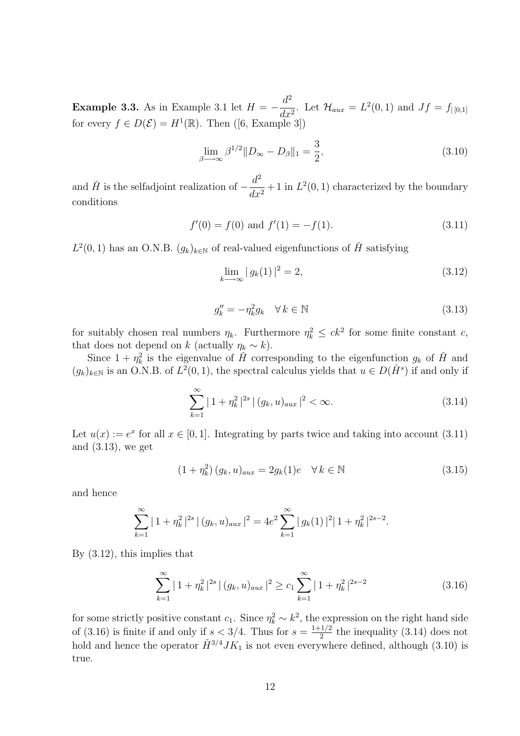**Example 3.3.** As in Example 3.1 let $H = -\dfrac{d^2}{dx^2}$. Let $\mathcal{H}_{aux} = L^2(0,1)$ and $Jf = f_{|[0,1]}$ for every $f \in D(\mathcal{E}) = H^1(\mathbb{R})$. Then ([6, Example 3])

$$\lim_{\beta \longrightarrow \infty} \beta^{1/2} \| D_\infty - D_\beta \|_1 = \frac{3}{2}, \tag{3.10}$$

and $\check{H}$ is the selfadjoint realization of $-\dfrac{d^2}{dx^2} + 1$ in $L^2(0,1)$ characterized by the boundary conditions

$$f'(0) = f(0) \text{ and } f'(1) = -f(1). \tag{3.11}$$

$L^2(0,1)$ has an O.N.B. $(g_k)_{k \in \mathbb{N}}$ of real-valued eigenfunctions of $\check{H}$ satisfying

$$\lim_{k \longrightarrow \infty} |\, g_k(1)\, |^2 = 2, \tag{3.12}$$

$$g_k'' = -\eta_k^2 g_k \quad \forall\, k \in \mathbb{N} \tag{3.13}$$

for suitably chosen real numbers $\eta_k$. Furthermore $\eta_k^2 \leq ck^2$ for some finite constant $c$, that does not depend on $k$ (actually $\eta_k \sim k$).

Since $1 + \eta_k^2$ is the eigenvalue of $\check{H}$ corresponding to the eigenfunction $g_k$ of $\check{H}$ and $(g_k)_{k \in \mathbb{N}}$ is an O.N.B. of $L^2(0,1)$, the spectral calculus yields that $u \in D(\check{H}^s)$ if and only if

$$\sum_{k=1}^{\infty} |\, 1 + \eta_k^2\, |^{2s}\, |\, (g_k, u)_{aux}\, |^2 < \infty. \tag{3.14}$$

Let $u(x) := e^x$ for all $x \in [0,1]$. Integrating by parts twice and taking into account (3.11) and (3.13), we get

$$(1 + \eta_k^2)\, (g_k, u)_{aux} = 2 g_k(1) e \quad \forall\, k \in \mathbb{N} \tag{3.15}$$

and hence

$$\sum_{k=1}^{\infty} |\, 1 + \eta_k^2\, |^{2s}\, |\, (g_k, u)_{aux}\, |^2 = 4e^2 \sum_{k=1}^{\infty} |\, g_k(1)\, |^2 |\, 1 + \eta_k^2\, |^{2s-2}.$$

By (3.12), this implies that

$$\sum_{k=1}^{\infty} |\, 1 + \eta_k^2\, |^{2s}\, |\, (g_k, u)_{aux}\, |^2 \geq c_1 \sum_{k=1}^{\infty} |\, 1 + \eta_k^2\, |^{2s-2} \tag{3.16}$$

for some strictly positive constant $c_1$. Since $\eta_k^2 \sim k^2$, the expression on the right hand side of (3.16) is finite if and only if $s < 3/4$. Thus for $s = \frac{1+1/2}{2}$ the inequality (3.14) does not hold and hence the operator $\check{H}^{3/4} J K_1$ is not even everywhere defined, although (3.10) is true.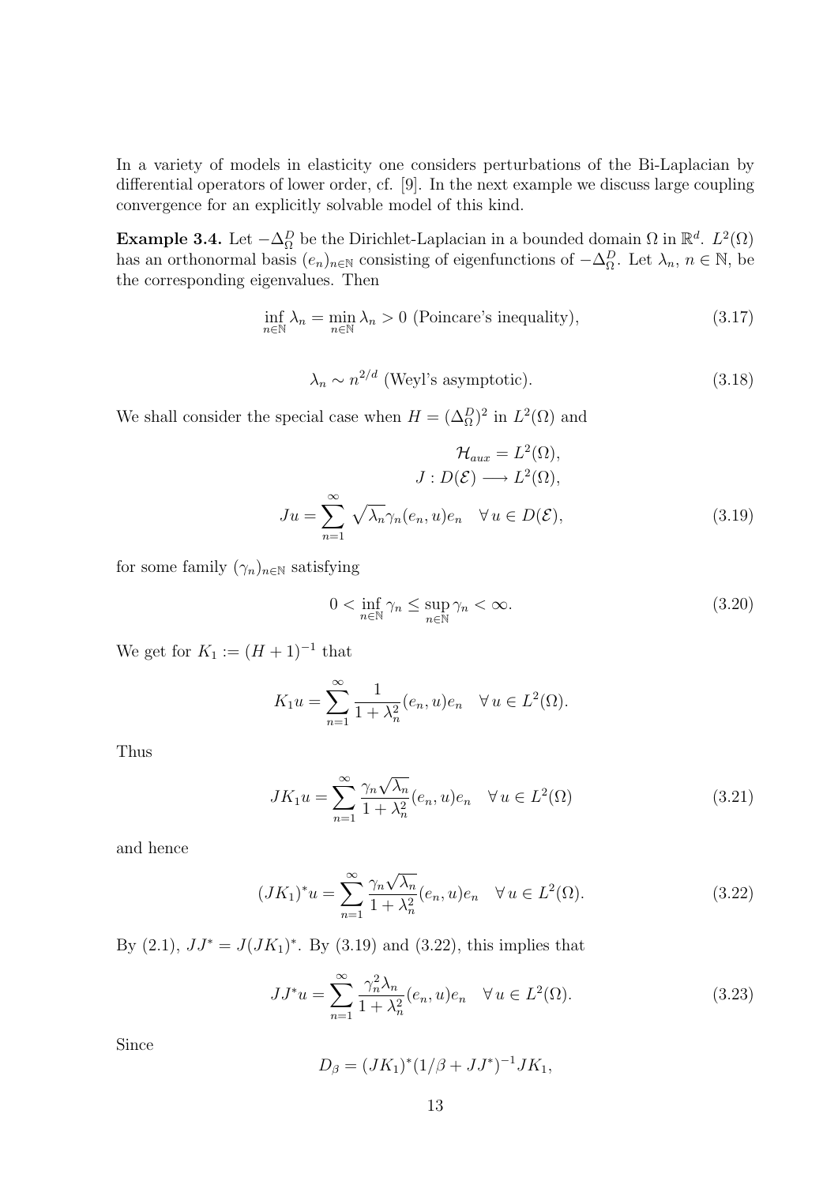In a variety of models in elasticity one considers perturbations of the Bi-Laplacian by differential operators of lower order, cf. [9]. In the next example we discuss large coupling convergence for an explicitly solvable model of this kind.

**Example 3.4.** Let $-\Delta_\Omega^D$ be the Dirichlet-Laplacian in a bounded domain $\Omega$ in $\mathbb{R}^d$. $L^2(\Omega)$ has an orthonormal basis $(e_n)_{n\in\mathbb{N}}$ consisting of eigenfunctions of $-\Delta_\Omega^D$. Let $\lambda_n$, $n \in \mathbb{N}$, be the corresponding eigenvalues. Then

$$\inf_{n\in\mathbb{N}} \lambda_n = \min_{n\in\mathbb{N}} \lambda_n > 0 \text{ (Poincare's inequality)}, \tag{3.17}$$

$$\lambda_n \sim n^{2/d} \text{ (Weyl's asymptotic)}. \tag{3.18}$$

We shall consider the special case when $H = (\Delta_\Omega^D)^2$ in $L^2(\Omega)$ and

$$\mathcal{H}_{aux} = L^2(\Omega),$$
$$J : D(\mathcal{E}) \longrightarrow L^2(\Omega),$$
$$Ju = \sum_{n=1}^{\infty} \sqrt{\lambda_n}\gamma_n(e_n, u)e_n \quad \forall\, u \in D(\mathcal{E}), \tag{3.19}$$

for some family $(\gamma_n)_{n\in\mathbb{N}}$ satisfying

$$0 < \inf_{n\in\mathbb{N}} \gamma_n \le \sup_{n\in\mathbb{N}} \gamma_n < \infty. \tag{3.20}$$

We get for $K_1 := (H+1)^{-1}$ that

$$K_1 u = \sum_{n=1}^{\infty} \frac{1}{1+\lambda_n^2}(e_n, u)e_n \quad \forall\, u \in L^2(\Omega).$$

Thus

$$JK_1 u = \sum_{n=1}^{\infty} \frac{\gamma_n\sqrt{\lambda_n}}{1+\lambda_n^2}(e_n, u)e_n \quad \forall\, u \in L^2(\Omega) \tag{3.21}$$

and hence

$$(JK_1)^* u = \sum_{n=1}^{\infty} \frac{\gamma_n\sqrt{\lambda_n}}{1+\lambda_n^2}(e_n, u)e_n \quad \forall\, u \in L^2(\Omega). \tag{3.22}$$

By (2.1), $JJ^* = J(JK_1)^*$. By (3.19) and (3.22), this implies that

$$JJ^* u = \sum_{n=1}^{\infty} \frac{\gamma_n^2\lambda_n}{1+\lambda_n^2}(e_n, u)e_n \quad \forall\, u \in L^2(\Omega). \tag{3.23}$$

Since

$$D_\beta = (JK_1)^*(1/\beta + JJ^*)^{-1}JK_1,$$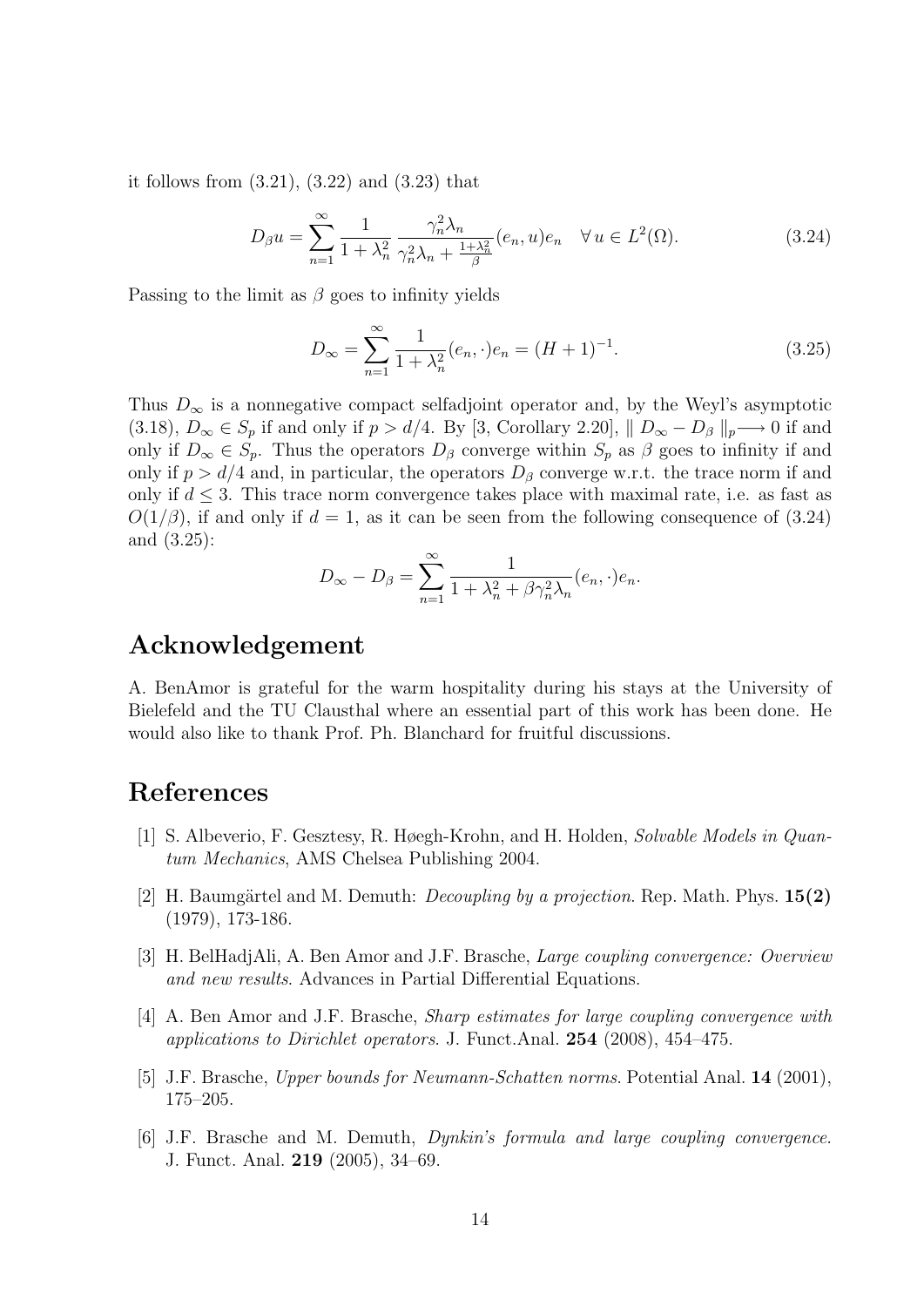it follows from (3.21), (3.22) and (3.23) that

$$D_\beta u = \sum_{n=1}^{\infty} \frac{1}{1+\lambda_n^2} \frac{\gamma_n^2 \lambda_n}{\gamma_n^2 \lambda_n + \frac{1+\lambda_n^2}{\beta}} (e_n, u) e_n \quad \forall\, u \in L^2(\Omega). \tag{3.24}$$

Passing to the limit as $\beta$ goes to infinity yields

$$D_\infty = \sum_{n=1}^{\infty} \frac{1}{1+\lambda_n^2} (e_n, \cdot) e_n = (H+1)^{-1}. \tag{3.25}$$

Thus $D_\infty$ is a nonnegative compact selfadjoint operator and, by the Weyl's asymptotic (3.18), $D_\infty \in S_p$ if and only if $p > d/4$. By [3, Corollary 2.20], $\| D_\infty - D_\beta \|_p \longrightarrow 0$ if and only if $D_\infty \in S_p$. Thus the operators $D_\beta$ converge within $S_p$ as $\beta$ goes to infinity if and only if $p > d/4$ and, in particular, the operators $D_\beta$ converge w.r.t. the trace norm if and only if $d \le 3$. This trace norm convergence takes place with maximal rate, i.e. as fast as $O(1/\beta)$, if and only if $d = 1$, as it can be seen from the following consequence of (3.24) and (3.25):

$$D_\infty - D_\beta = \sum_{n=1}^{\infty} \frac{1}{1+\lambda_n^2 + \beta \gamma_n^2 \lambda_n} (e_n, \cdot) e_n.$$

## Acknowledgement

A. BenAmor is grateful for the warm hospitality during his stays at the University of Bielefeld and the TU Clausthal where an essential part of this work has been done. He would also like to thank Prof. Ph. Blanchard for fruitful discussions.

## References

[1] S. Albeverio, F. Gesztesy, R. Høegh-Krohn, and H. Holden, *Solvable Models in Quantum Mechanics*, AMS Chelsea Publishing 2004.

[2] H. Baumgärtel and M. Demuth: *Decoupling by a projection*. Rep. Math. Phys. **15(2)** (1979), 173-186.

[3] H. BelHadjAli, A. Ben Amor and J.F. Brasche, *Large coupling convergence: Overview and new results*. Advances in Partial Differential Equations.

[4] A. Ben Amor and J.F. Brasche, *Sharp estimates for large coupling convergence with applications to Dirichlet operators*. J. Funct.Anal. **254** (2008), 454–475.

[5] J.F. Brasche, *Upper bounds for Neumann-Schatten norms*. Potential Anal. **14** (2001), 175–205.

[6] J.F. Brasche and M. Demuth, *Dynkin's formula and large coupling convergence*. J. Funct. Anal. **219** (2005), 34–69.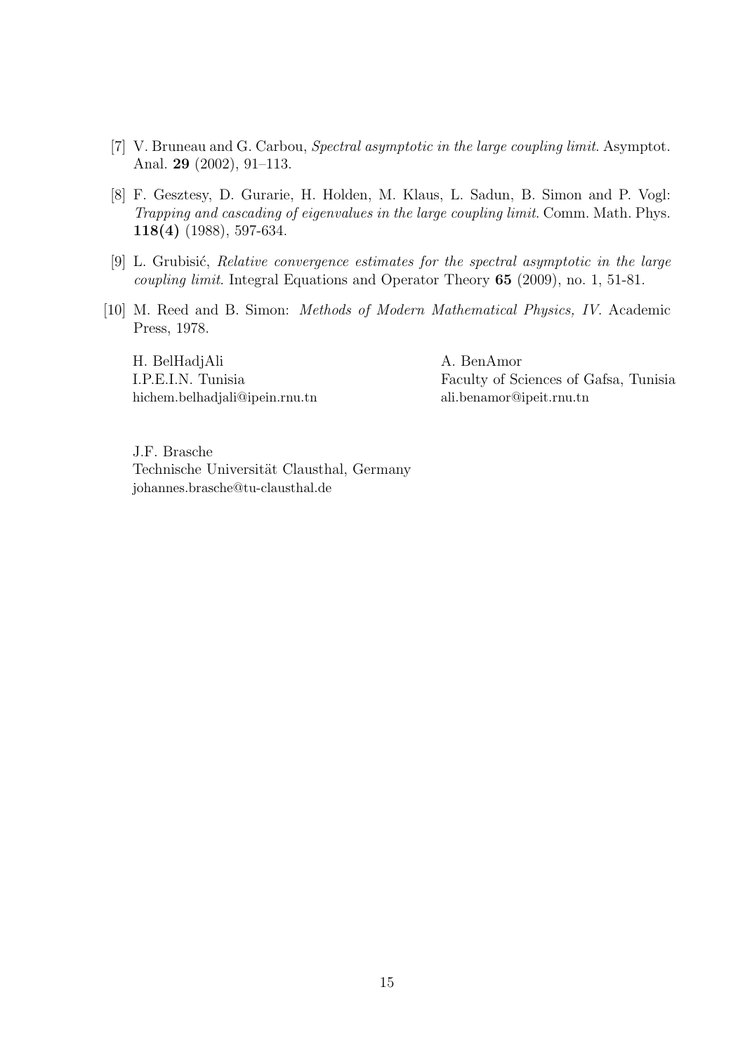[7] V. Bruneau and G. Carbou, *Spectral asymptotic in the large coupling limit*. Asymptot. Anal. **29** (2002), 91–113.

[8] F. Gesztesy, D. Gurarie, H. Holden, M. Klaus, L. Sadun, B. Simon and P. Vogl: *Trapping and cascading of eigenvalues in the large coupling limit*. Comm. Math. Phys. **118(4)** (1988), 597-634.

[9] L. Grubisić, *Relative convergence estimates for the spectral asymptotic in the large coupling limit*. Integral Equations and Operator Theory **65** (2009), no. 1, 51-81.

[10] M. Reed and B. Simon: *Methods of Modern Mathematical Physics, IV*. Academic Press, 1978.

H. BelHadjAli
I.P.E.I.N. Tunisia
hichem.belhadjali@ipein.rnu.tn

A. BenAmor
Faculty of Sciences of Gafsa, Tunisia
ali.benamor@ipeit.rnu.tn

J.F. Brasche
Technische Universität Clausthal, Germany
johannes.brasche@tu-clausthal.de